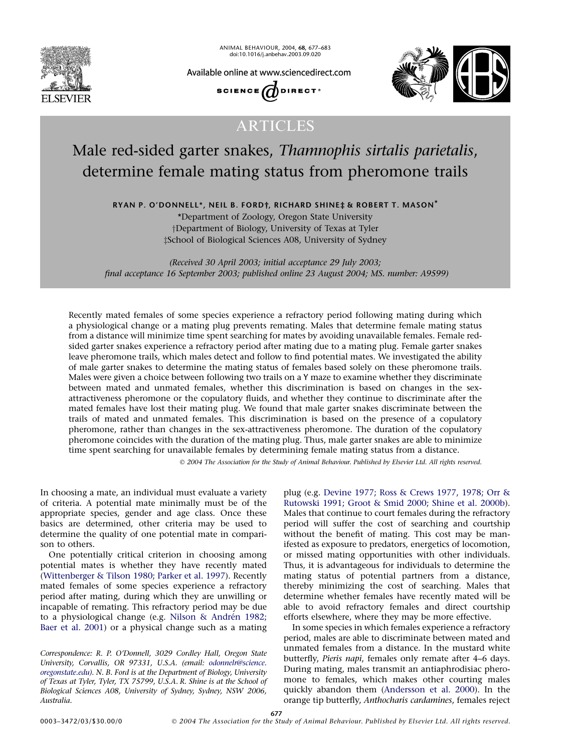ARTICLES

# Male red-sided garter snakes, *Thamnophis sirtalis parietalis*, determine female mating status from pheromone trails

RYAN P. O'DONNELL*, NEIL B. FORD†, RICHARD SHINE‡ & ROBERT T. MASON*

*Department of Zoology, Oregon State University
†Department of Biology, University of Texas at Tyler
‡School of Biological Sciences A08, University of Sydney

*(Received 30 April 2003; initial acceptance 29 July 2003; final acceptance 16 September 2003; published online 23 August 2004; MS. number: A9599)*

Recently mated females of some species experience a refractory period following mating during which a physiological change or a mating plug prevents remating. Males that determine female mating status from a distance will minimize time spent searching for mates by avoiding unavailable females. Female red-sided garter snakes experience a refractory period after mating due to a mating plug. Female garter snakes leave pheromone trails, which males detect and follow to find potential mates. We investigated the ability of male garter snakes to determine the mating status of females based solely on these pheromone trails. Males were given a choice between following two trails on a Y maze to examine whether they discriminate between mated and unmated females, whether this discrimination is based on changes in the sex-attractiveness pheromone or the copulatory fluids, and whether they continue to discriminate after the mated females have lost their mating plug. We found that male garter snakes discriminate between the trails of mated and unmated females. This discrimination is based on the presence of a copulatory pheromone, rather than changes in the sex-attractiveness pheromone. The duration of the copulatory pheromone coincides with the duration of the mating plug. Thus, male garter snakes are able to minimize time spent searching for unavailable females by determining female mating status from a distance.

© 2004 The Association for the Study of Animal Behaviour. Published by Elsevier Ltd. All rights reserved.

In choosing a mate, an individual must evaluate a variety of criteria. A potential mate minimally must be of the appropriate species, gender and age class. Once these basics are determined, other criteria may be used to determine the quality of one potential mate in comparison to others.

One potentially critical criterion in choosing among potential mates is whether they have recently mated (Wittenberger & Tilson 1980; Parker et al. 1997). Recently mated females of some species experience a refractory period after mating, during which they are unwilling or incapable of remating. This refractory period may be due to a physiological change (e.g. Nilson & Andrén 1982; Baer et al. 2001) or a physical change such as a mating plug (e.g. Devine 1977; Ross & Crews 1977, 1978; Orr & Rutowski 1991; Groot & Smid 2000; Shine et al. 2000b). Males that continue to court females during the refractory period will suffer the cost of searching and courtship without the benefit of mating. This cost may be manifested as exposure to predators, energetics of locomotion, or missed mating opportunities with other individuals. Thus, it is advantageous for individuals to determine the mating status of potential partners from a distance, thereby minimizing the cost of searching. Males that determine whether females have recently mated will be able to avoid refractory females and direct courtship efforts elsewhere, where they may be more effective.

In some species in which females experience a refractory period, males are able to discriminate between mated and unmated females from a distance. In the mustard white butterfly, *Pieris napi*, females only remate after 4–6 days. During mating, males transmit an antiaphrodisiac pheromone to females, which makes other courting males quickly abandon them (Andersson et al. 2000). In the orange tip butterfly, *Anthocharis cardamines*, females reject

Correspondence: R. P. O'Donnell, 3029 Cordley Hall, Oregon State University, Corvallis, OR 97331, U.S.A. (email: odonnelr@science.oregonstate.edu). N. B. Ford is at the Department of Biology, University of Texas at Tyler, Tyler, TX 75799, U.S.A. R. Shine is at the School of Biological Sciences A08, University of Sydney, Sydney, NSW 2006, Australia.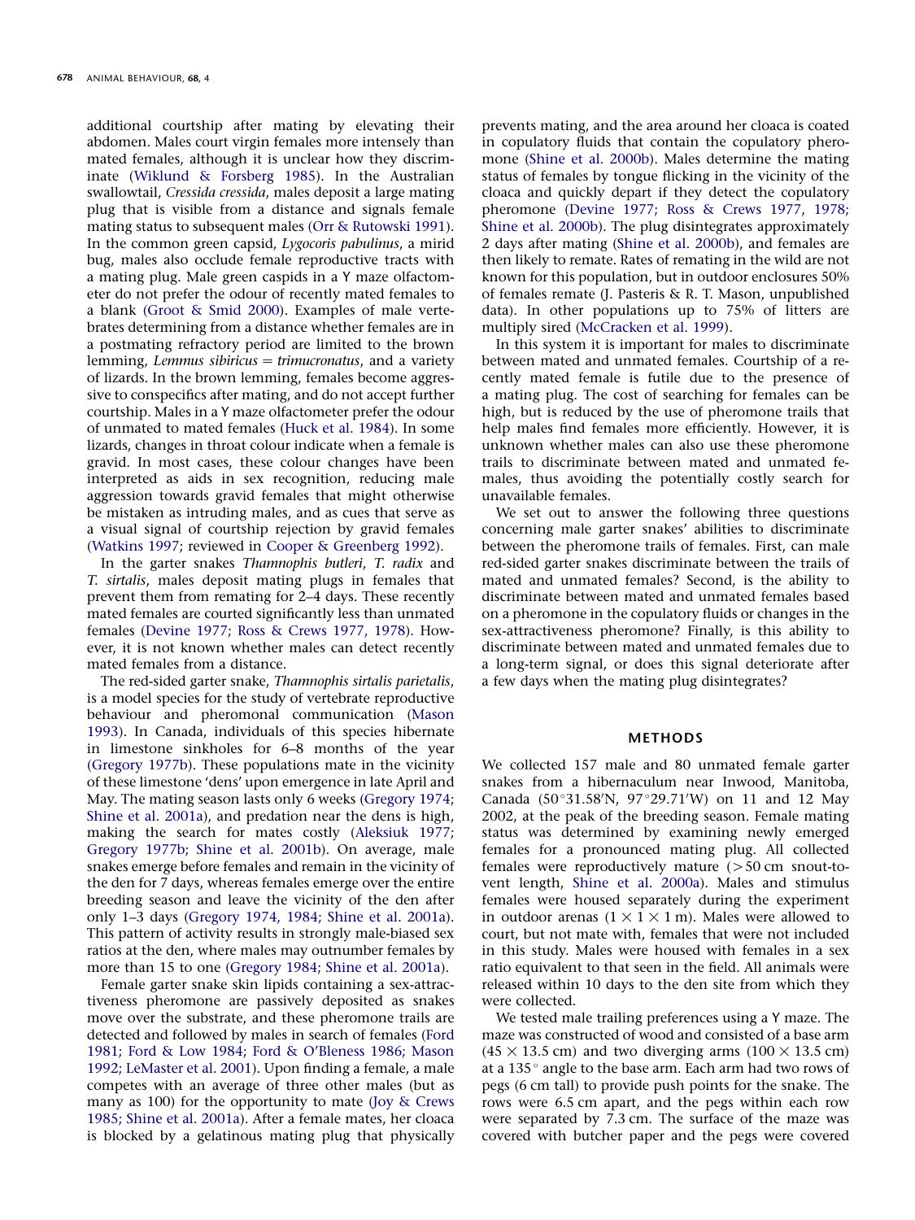additional courtship after mating by elevating their abdomen. Males court virgin females more intensely than mated females, although it is unclear how they discriminate (Wiklund & Forsberg 1985). In the Australian swallowtail, *Cressida cressida*, males deposit a large mating plug that is visible from a distance and signals female mating status to subsequent males (Orr & Rutowski 1991). In the common green capsid, *Lygocoris pabulinus*, a mirid bug, males also occlude female reproductive tracts with a mating plug. Male green capsids in a Y maze olfactometer do not prefer the odour of recently mated females to a blank (Groot & Smid 2000). Examples of male vertebrates determining from a distance whether females are in a postmating refractory period are limited to the brown lemming, *Lemmus sibiricus = trimucronatus*, and a variety of lizards. In the brown lemming, females become aggressive to conspecifics after mating, and do not accept further courtship. Males in a Y maze olfactometer prefer the odour of unmated to mated females (Huck et al. 1984). In some lizards, changes in throat colour indicate when a female is gravid. In most cases, these colour changes have been interpreted as aids in sex recognition, reducing male aggression towards gravid females that might otherwise be mistaken as intruding males, and as cues that serve as a visual signal of courtship rejection by gravid females (Watkins 1997; reviewed in Cooper & Greenberg 1992).

In the garter snakes *Thamnophis butleri*, *T. radix* and *T. sirtalis*, males deposit mating plugs in females that prevent them from remating for 2–4 days. These recently mated females are courted significantly less than unmated females (Devine 1977; Ross & Crews 1977, 1978). However, it is not known whether males can detect recently mated females from a distance.

The red-sided garter snake, *Thamnophis sirtalis parietalis*, is a model species for the study of vertebrate reproductive behaviour and pheromonal communication (Mason 1993). In Canada, individuals of this species hibernate in limestone sinkholes for 6–8 months of the year (Gregory 1977b). These populations mate in the vicinity of these limestone 'dens' upon emergence in late April and May. The mating season lasts only 6 weeks (Gregory 1974; Shine et al. 2001a), and predation near the dens is high, making the search for mates costly (Aleksiuk 1977; Gregory 1977b; Shine et al. 2001b). On average, male snakes emerge before females and remain in the vicinity of the den for 7 days, whereas females emerge over the entire breeding season and leave the vicinity of the den after only 1–3 days (Gregory 1974, 1984; Shine et al. 2001a). This pattern of activity results in strongly male-biased sex ratios at the den, where males may outnumber females by more than 15 to one (Gregory 1984; Shine et al. 2001a).

Female garter snake skin lipids containing a sex-attractiveness pheromone are passively deposited as snakes move over the substrate, and these pheromone trails are detected and followed by males in search of females (Ford 1981; Ford & Low 1984; Ford & O'Bleness 1986; Mason 1992; LeMaster et al. 2001). Upon finding a female, a male competes with an average of three other males (but as many as 100) for the opportunity to mate (Joy & Crews 1985; Shine et al. 2001a). After a female mates, her cloaca is blocked by a gelatinous mating plug that physically prevents mating, and the area around her cloaca is coated in copulatory fluids that contain the copulatory pheromone (Shine et al. 2000b). Males determine the mating status of females by tongue flicking in the vicinity of the cloaca and quickly depart if they detect the copulatory pheromone (Devine 1977; Ross & Crews 1977, 1978; Shine et al. 2000b). The plug disintegrates approximately 2 days after mating (Shine et al. 2000b), and females are then likely to remate. Rates of remating in the wild are not known for this population, but in outdoor enclosures 50% of females remate (J. Pasteris & R. T. Mason, unpublished data). In other populations up to 75% of litters are multiply sired (McCracken et al. 1999).

In this system it is important for males to discriminate between mated and unmated females. Courtship of a recently mated female is futile due to the presence of a mating plug. The cost of searching for females can be high, but is reduced by the use of pheromone trails that help males find females more efficiently. However, it is unknown whether males can also use these pheromone trails to discriminate between mated and unmated females, thus avoiding the potentially costly search for unavailable females.

We set out to answer the following three questions concerning male garter snakes' abilities to discriminate between the pheromone trails of females. First, can male red-sided garter snakes discriminate between the trails of mated and unmated females? Second, is the ability to discriminate between mated and unmated females based on a pheromone in the copulatory fluids or changes in the sex-attractiveness pheromone? Finally, is this ability to discriminate between mated and unmated females due to a long-term signal, or does this signal deteriorate after a few days when the mating plug disintegrates?

## METHODS

We collected 157 male and 80 unmated female garter snakes from a hibernaculum near Inwood, Manitoba, Canada (50°31.58′N, 97°29.71′W) on 11 and 12 May 2002, at the peak of the breeding season. Female mating status was determined by examining newly emerged females for a pronounced mating plug. All collected females were reproductively mature (>50 cm snout-to-vent length, Shine et al. 2000a). Males and stimulus females were housed separately during the experiment in outdoor arenas (1 × 1 × 1 m). Males were allowed to court, but not mate with, females that were not included in this study. Males were housed with females in a sex ratio equivalent to that seen in the field. All animals were released within 10 days to the den site from which they were collected.

We tested male trailing preferences using a Y maze. The maze was constructed of wood and consisted of a base arm (45 × 13.5 cm) and two diverging arms (100 × 13.5 cm) at a 135° angle to the base arm. Each arm had two rows of pegs (6 cm tall) to provide push points for the snake. The rows were 6.5 cm apart, and the pegs within each row were separated by 7.3 cm. The surface of the maze was covered with butcher paper and the pegs were covered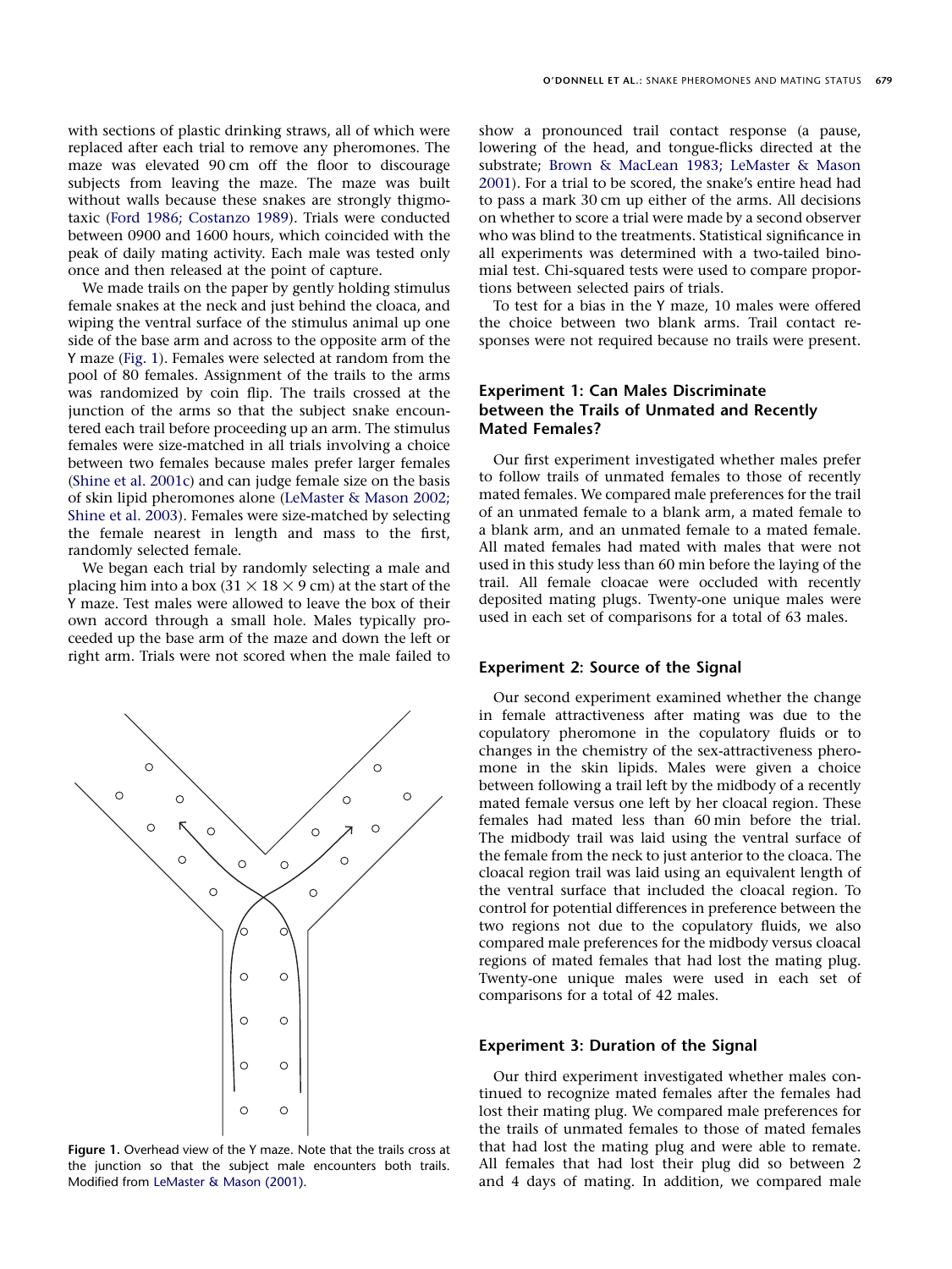with sections of plastic drinking straws, all of which were replaced after each trial to remove any pheromones. The maze was elevated 90 cm off the floor to discourage subjects from leaving the maze. The maze was built without walls because these snakes are strongly thigmotaxic (Ford 1986; Costanzo 1989). Trials were conducted between 0900 and 1600 hours, which coincided with the peak of daily mating activity. Each male was tested only once and then released at the point of capture.

We made trails on the paper by gently holding stimulus female snakes at the neck and just behind the cloaca, and wiping the ventral surface of the stimulus animal up one side of the base arm and across to the opposite arm of the Y maze (Fig. 1). Females were selected at random from the pool of 80 females. Assignment of the trails to the arms was randomized by coin flip. The trails crossed at the junction of the arms so that the subject snake encountered each trail before proceeding up an arm. The stimulus females were size-matched in all trials involving a choice between two females because males prefer larger females (Shine et al. 2001c) and can judge female size on the basis of skin lipid pheromones alone (LeMaster & Mason 2002; Shine et al. 2003). Females were size-matched by selecting the female nearest in length and mass to the first, randomly selected female.

We began each trial by randomly selecting a male and placing him into a box ($31 \times 18 \times 9$ cm) at the start of the Y maze. Test males were allowed to leave the box of their own accord through a small hole. Males typically proceeded up the base arm of the maze and down the left or right arm. Trials were not scored when the male failed to show a pronounced trail contact response (a pause, lowering of the head, and tongue-flicks directed at the substrate; Brown & MacLean 1983; LeMaster & Mason 2001). For a trial to be scored, the snake's entire head had to pass a mark 30 cm up either of the arms. All decisions on whether to score a trial were made by a second observer who was blind to the treatments. Statistical significance in all experiments was determined with a two-tailed binomial test. Chi-squared tests were used to compare proportions between selected pairs of trials.

To test for a bias in the Y maze, 10 males were offered the choice between two blank arms. Trail contact responses were not required because no trails were present.

Figure 1. Overhead view of the Y maze. Note that the trails cross at the junction so that the subject male encounters both trails. Modified from LeMaster & Mason (2001).

## Experiment 1: Can Males Discriminate between the Trails of Unmated and Recently Mated Females?

Our first experiment investigated whether males prefer to follow trails of unmated females to those of recently mated females. We compared male preferences for the trail of an unmated female to a blank arm, a mated female to a blank arm, and an unmated female to a mated female. All mated females had mated with males that were not used in this study less than 60 min before the laying of the trail. All female cloacae were occluded with recently deposited mating plugs. Twenty-one unique males were used in each set of comparisons for a total of 63 males.

## Experiment 2: Source of the Signal

Our second experiment examined whether the change in female attractiveness after mating was due to the copulatory pheromone in the copulatory fluids or to changes in the chemistry of the sex-attractiveness pheromone in the skin lipids. Males were given a choice between following a trail left by the midbody of a recently mated female versus one left by her cloacal region. These females had mated less than 60 min before the trial. The midbody trail was laid using the ventral surface of the female from the neck to just anterior to the cloaca. The cloacal region trail was laid using an equivalent length of the ventral surface that included the cloacal region. To control for potential differences in preference between the two regions not due to the copulatory fluids, we also compared male preferences for the midbody versus cloacal regions of mated females that had lost the mating plug. Twenty-one unique males were used in each set of comparisons for a total of 42 males.

## Experiment 3: Duration of the Signal

Our third experiment investigated whether males continued to recognize mated females after the females had lost their mating plug. We compared male preferences for the trails of unmated females to those of mated females that had lost the mating plug and were able to remate. All females that had lost their plug did so between 2 and 4 days of mating. In addition, we compared male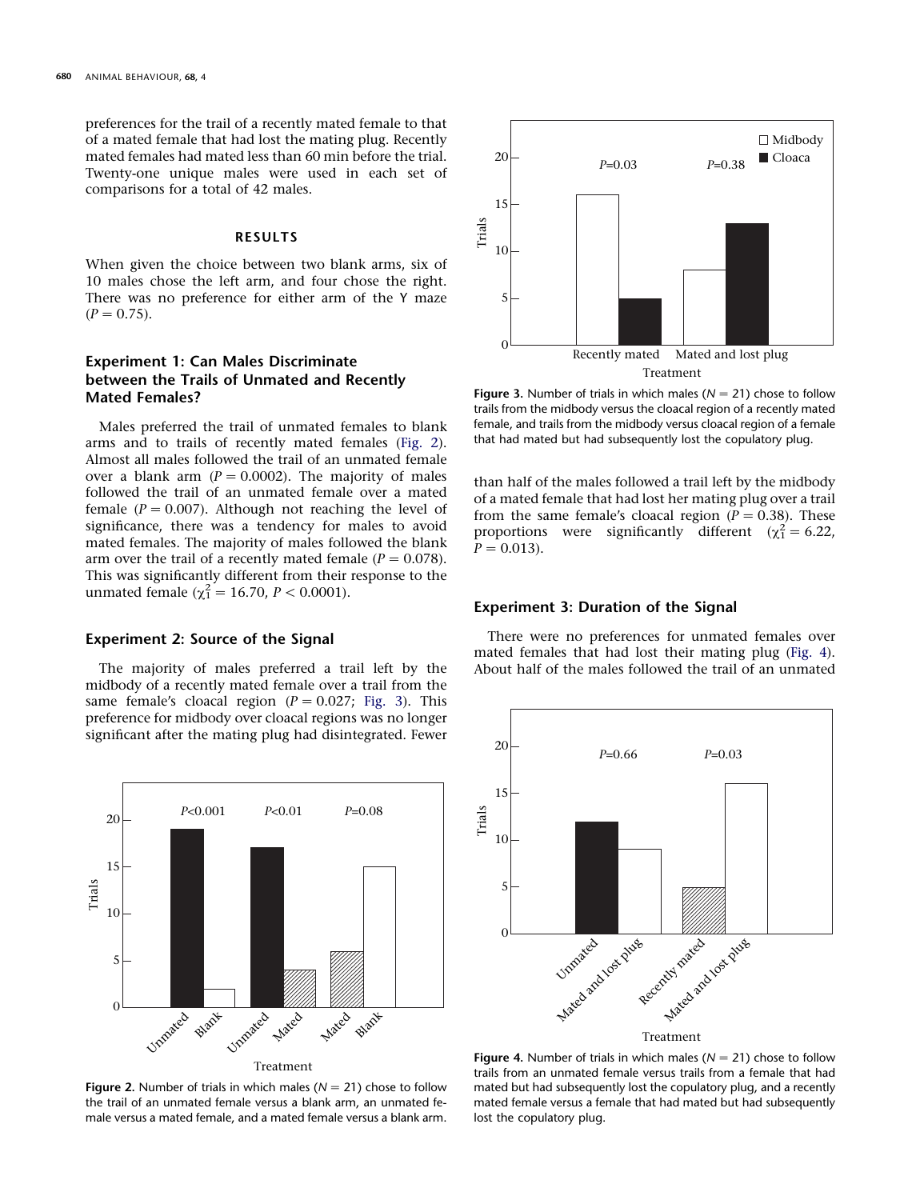preferences for the trail of a recently mated female to that of a mated female that had lost the mating plug. Recently mated females had mated less than 60 min before the trial. Twenty-one unique males were used in each set of comparisons for a total of 42 males.

## RESULTS

When given the choice between two blank arms, six of 10 males chose the left arm, and four chose the right. There was no preference for either arm of the Y maze ($P = 0.75$).

### Experiment 1: Can Males Discriminate between the Trails of Unmated and Recently Mated Females?

Males preferred the trail of unmated females to blank arms and to trails of recently mated females (Fig. 2). Almost all males followed the trail of an unmated female over a blank arm ($P = 0.0002$). The majority of males followed the trail of an unmated female over a mated female ($P = 0.007$). Although not reaching the level of significance, there was a tendency for males to avoid mated females. The majority of males followed the blank arm over the trail of a recently mated female ($P = 0.078$). This was significantly different from their response to the unmated female ($\chi^2_1 = 16.70$, $P < 0.0001$).

### Experiment 2: Source of the Signal

The majority of males preferred a trail left by the midbody of a recently mated female over a trail from the same female's cloacal region ($P = 0.027$; Fig. 3). This preference for midbody over cloacal regions was no longer significant after the mating plug had disintegrated. Fewer than half of the males followed a trail left by the midbody of a mated female that had lost her mating plug over a trail from the same female's cloacal region ($P = 0.38$). These proportions were significantly different ($\chi^2_1 = 6.22$, $P = 0.013$).

**Figure 2.** Number of trials in which males ($N = 21$) chose to follow the trail of an unmated female versus a blank arm, an unmated female versus a mated female, and a mated female versus a blank arm.

**Figure 3.** Number of trials in which males ($N = 21$) chose to follow trails from the midbody versus the cloacal region of a recently mated female, and trails from the midbody versus cloacal region of a female that had mated but had subsequently lost the copulatory plug.

### Experiment 3: Duration of the Signal

There were no preferences for unmated females over mated females that had lost their mating plug (Fig. 4). About half of the males followed the trail of an unmated

**Figure 4.** Number of trials in which males ($N = 21$) chose to follow trails from an unmated female versus trails from a female that had mated but had subsequently lost the copulatory plug, and a recently mated female versus a female that had mated but had subsequently lost the copulatory plug.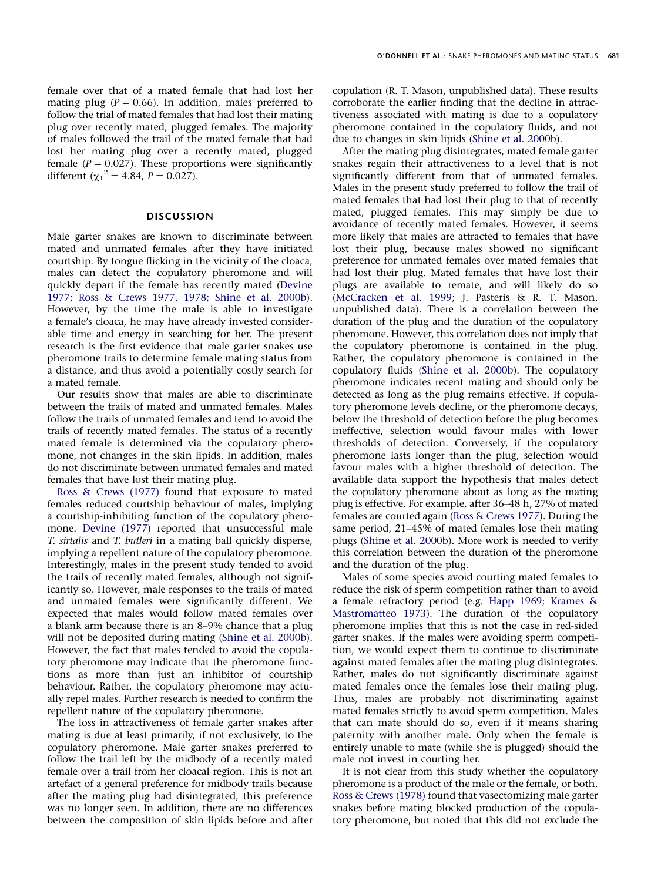female over that of a mated female that had lost her mating plug ($P = 0.66$). In addition, males preferred to follow the trial of mated females that had lost their mating plug over recently mated, plugged females. The majority of males followed the trail of the mated female that had lost her mating plug over a recently mated, plugged female ($P = 0.027$). These proportions were significantly different ($\chi_1^2 = 4.84$, $P = 0.027$).

## DISCUSSION

Male garter snakes are known to discriminate between mated and unmated females after they have initiated courtship. By tongue flicking in the vicinity of the cloaca, males can detect the copulatory pheromone and will quickly depart if the female has recently mated (Devine 1977; Ross & Crews 1977, 1978; Shine et al. 2000b). However, by the time the male is able to investigate a female's cloaca, he may have already invested considerable time and energy in searching for her. The present research is the first evidence that male garter snakes use pheromone trails to determine female mating status from a distance, and thus avoid a potentially costly search for a mated female.

Our results show that males are able to discriminate between the trails of mated and unmated females. Males follow the trails of unmated females and tend to avoid the trails of recently mated females. The status of a recently mated female is determined via the copulatory pheromone, not changes in the skin lipids. In addition, males do not discriminate between unmated females and mated females that have lost their mating plug.

Ross & Crews (1977) found that exposure to mated females reduced courtship behaviour of males, implying a courtship-inhibiting function of the copulatory pheromone. Devine (1977) reported that unsuccessful male *T. sirtalis* and *T. butleri* in a mating ball quickly disperse, implying a repellent nature of the copulatory pheromone. Interestingly, males in the present study tended to avoid the trails of recently mated females, although not significantly so. However, male responses to the trails of mated and unmated females were significantly different. We expected that males would follow mated females over a blank arm because there is an 8–9% chance that a plug will not be deposited during mating (Shine et al. 2000b). However, the fact that males tended to avoid the copulatory pheromone may indicate that the pheromone functions as more than just an inhibitor of courtship behaviour. Rather, the copulatory pheromone may actually repel males. Further research is needed to confirm the repellent nature of the copulatory pheromone.

The loss in attractiveness of female garter snakes after mating is due at least primarily, if not exclusively, to the copulatory pheromone. Male garter snakes preferred to follow the trail left by the midbody of a recently mated female over a trail from her cloacal region. This is not an artefact of a general preference for midbody trails because after the mating plug had disintegrated, this preference was no longer seen. In addition, there are no differences between the composition of skin lipids before and after copulation (R. T. Mason, unpublished data). These results corroborate the earlier finding that the decline in attractiveness associated with mating is due to a copulatory pheromone contained in the copulatory fluids, and not due to changes in skin lipids (Shine et al. 2000b).

After the mating plug disintegrates, mated female garter snakes regain their attractiveness to a level that is not significantly different from that of unmated females. Males in the present study preferred to follow the trail of mated females that had lost their plug to that of recently mated, plugged females. This may simply be due to avoidance of recently mated females. However, it seems more likely that males are attracted to females that have lost their plug, because males showed no significant preference for unmated females over mated females that had lost their plug. Mated females that have lost their plugs are available to remate, and will likely do so (McCracken et al. 1999; J. Pasteris & R. T. Mason, unpublished data). There is a correlation between the duration of the plug and the duration of the copulatory pheromone. However, this correlation does not imply that the copulatory pheromone is contained in the plug. Rather, the copulatory pheromone is contained in the copulatory fluids (Shine et al. 2000b). The copulatory pheromone indicates recent mating and should only be detected as long as the plug remains effective. If copulatory pheromone levels decline, or the pheromone decays, below the threshold of detection before the plug becomes ineffective, selection would favour males with lower thresholds of detection. Conversely, if the copulatory pheromone lasts longer than the plug, selection would favour males with a higher threshold of detection. The available data support the hypothesis that males detect the copulatory pheromone about as long as the mating plug is effective. For example, after 36–48 h, 27% of mated females are courted again (Ross & Crews 1977). During the same period, 21–45% of mated females lose their mating plugs (Shine et al. 2000b). More work is needed to verify this correlation between the duration of the pheromone and the duration of the plug.

Males of some species avoid courting mated females to reduce the risk of sperm competition rather than to avoid a female refractory period (e.g. Happ 1969; Krames & Mastromatteo 1973). The duration of the copulatory pheromone implies that this is not the case in red-sided garter snakes. If the males were avoiding sperm competition, we would expect them to continue to discriminate against mated females after the mating plug disintegrates. Rather, males do not significantly discriminate against mated females once the females lose their mating plug. Thus, males are probably not discriminating against mated females strictly to avoid sperm competition. Males that can mate should do so, even if it means sharing paternity with another male. Only when the female is entirely unable to mate (while she is plugged) should the male not invest in courting her.

It is not clear from this study whether the copulatory pheromone is a product of the male or the female, or both. Ross & Crews (1978) found that vasectomizing male garter snakes before mating blocked production of the copulatory pheromone, but noted that this did not exclude the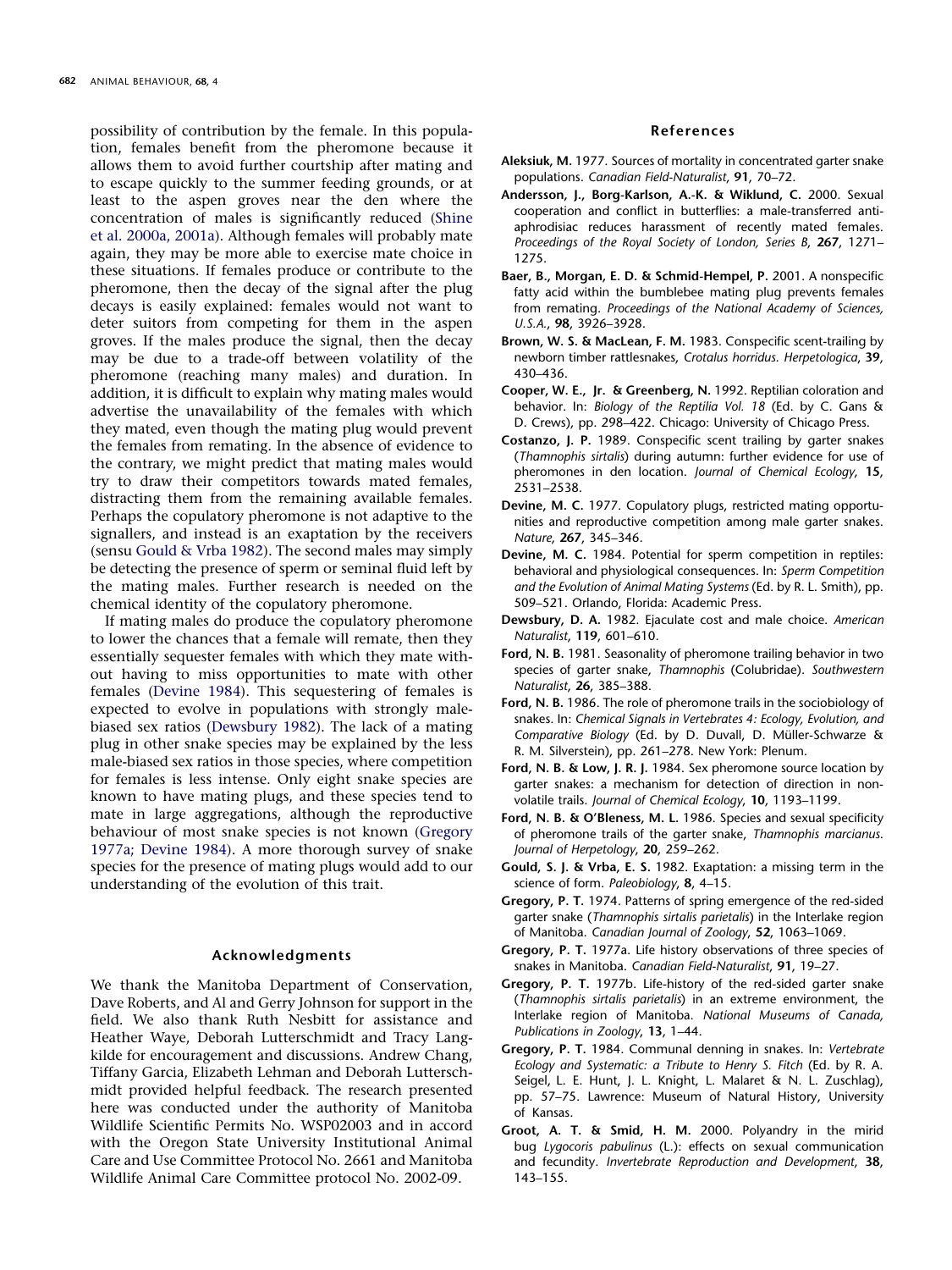possibility of contribution by the female. In this population, females benefit from the pheromone because it allows them to avoid further courtship after mating and to escape quickly to the summer feeding grounds, or at least to the aspen groves near the den where the concentration of males is significantly reduced (Shine et al. 2000a, 2001a). Although females will probably mate again, they may be more able to exercise mate choice in these situations. If females produce or contribute to the pheromone, then the decay of the signal after the plug decays is easily explained: females would not want to deter suitors from competing for them in the aspen groves. If the males produce the signal, then the decay may be due to a trade-off between volatility of the pheromone (reaching many males) and duration. In addition, it is difficult to explain why mating males would advertise the unavailability of the females with which they mated, even though the mating plug would prevent the females from remating. In the absence of evidence to the contrary, we might predict that mating males would try to draw their competitors towards mated females, distracting them from the remaining available females. Perhaps the copulatory pheromone is not adaptive to the signallers, and instead is an exaptation by the receivers (sensu Gould & Vrba 1982). The second males may simply be detecting the presence of sperm or seminal fluid left by the mating males. Further research is needed on the chemical identity of the copulatory pheromone.

If mating males do produce the copulatory pheromone to lower the chances that a female will remate, then they essentially sequester females with which they mate without having to miss opportunities to mate with other females (Devine 1984). This sequestering of females is expected to evolve in populations with strongly male-biased sex ratios (Dewsbury 1982). The lack of a mating plug in other snake species may be explained by the less male-biased sex ratios in those species, where competition for females is less intense. Only eight snake species are known to have mating plugs, and these species tend to mate in large aggregations, although the reproductive behaviour of most snake species is not known (Gregory 1977a; Devine 1984). A more thorough survey of snake species for the presence of mating plugs would add to our understanding of the evolution of this trait.

## Acknowledgments

We thank the Manitoba Department of Conservation, Dave Roberts, and Al and Gerry Johnson for support in the field. We also thank Ruth Nesbitt for assistance and Heather Waye, Deborah Lutterschmidt and Tracy Langkilde for encouragement and discussions. Andrew Chang, Tiffany Garcia, Elizabeth Lehman and Deborah Lutterschmidt provided helpful feedback. The research presented here was conducted under the authority of Manitoba Wildlife Scientific Permits No. WSP02003 and in accord with the Oregon State University Institutional Animal Care and Use Committee Protocol No. 2661 and Manitoba Wildlife Animal Care Committee protocol No. 2002-09.

## References

**Aleksiuk, M.** 1977. Sources of mortality in concentrated garter snake populations. *Canadian Field-Naturalist*, **91**, 70–72.

**Andersson, J., Borg-Karlson, A.-K. & Wiklund, C.** 2000. Sexual cooperation and conflict in butterflies: a male-transferred anti-aphrodisiac reduces harassment of recently mated females. *Proceedings of the Royal Society of London, Series B*, **267**, 1271–1275.

**Baer, B., Morgan, E. D. & Schmid-Hempel, P.** 2001. A nonspecific fatty acid within the bumblebee mating plug prevents females from remating. *Proceedings of the National Academy of Sciences, U.S.A.*, **98**, 3926–3928.

**Brown, W. S. & MacLean, F. M.** 1983. Conspecific scent-trailing by newborn timber rattlesnakes, *Crotalus horridus*. *Herpetologica*, **39**, 430–436.

**Cooper, W. E., Jr. & Greenberg, N.** 1992. Reptilian coloration and behavior. In: *Biology of the Reptilia Vol. 18* (Ed. by C. Gans & D. Crews), pp. 298–422. Chicago: University of Chicago Press.

**Costanzo, J. P.** 1989. Conspecific scent trailing by garter snakes (*Thamnophis sirtalis*) during autumn: further evidence for use of pheromones in den location. *Journal of Chemical Ecology*, **15**, 2531–2538.

**Devine, M. C.** 1977. Copulatory plugs, restricted mating opportunities and reproductive competition among male garter snakes. *Nature*, **267**, 345–346.

**Devine, M. C.** 1984. Potential for sperm competition in reptiles: behavioral and physiological consequences. In: *Sperm Competition and the Evolution of Animal Mating Systems* (Ed. by R. L. Smith), pp. 509–521. Orlando, Florida: Academic Press.

**Dewsbury, D. A.** 1982. Ejaculate cost and male choice. *American Naturalist*, **119**, 601–610.

**Ford, N. B.** 1981. Seasonality of pheromone trailing behavior in two species of garter snake, *Thamnophis* (Colubridae). *Southwestern Naturalist*, **26**, 385–388.

**Ford, N. B.** 1986. The role of pheromone trails in the sociobiology of snakes. In: *Chemical Signals in Vertebrates 4: Ecology, Evolution, and Comparative Biology* (Ed. by D. Duvall, D. Müller-Schwarze & R. M. Silverstein), pp. 261–278. New York: Plenum.

**Ford, N. B. & Low, J. R. J.** 1984. Sex pheromone source location by garter snakes: a mechanism for detection of direction in non-volatile trails. *Journal of Chemical Ecology*, **10**, 1193–1199.

**Ford, N. B. & O'Bleness, M. L.** 1986. Species and sexual specificity of pheromone trails of the garter snake, *Thamnophis marcianus*. *Journal of Herpetology*, **20**, 259–262.

**Gould, S. J. & Vrba, E. S.** 1982. Exaptation: a missing term in the science of form. *Paleobiology*, **8**, 4–15.

**Gregory, P. T.** 1974. Patterns of spring emergence of the red-sided garter snake (*Thamnophis sirtalis parietalis*) in the Interlake region of Manitoba. *Canadian Journal of Zoology*, **52**, 1063–1069.

**Gregory, P. T.** 1977a. Life history observations of three species of snakes in Manitoba. *Canadian Field-Naturalist*, **91**, 19–27.

**Gregory, P. T.** 1977b. Life-history of the red-sided garter snake (*Thamnophis sirtalis parietalis*) in an extreme environment, the Interlake region of Manitoba. *National Museums of Canada, Publications in Zoology*, **13**, 1–44.

**Gregory, P. T.** 1984. Communal denning in snakes. In: *Vertebrate Ecology and Systematic: a Tribute to Henry S. Fitch* (Ed. by R. A. Seigel, L. E. Hunt, J. L. Knight, L. Malaret & N. L. Zuschlag), pp. 57–75. Lawrence: Museum of Natural History, University of Kansas.

**Groot, A. T. & Smid, H. M.** 2000. Polyandry in the mirid bug *Lygocoris pabulinus* (L.): effects on sexual communication and fecundity. *Invertebrate Reproduction and Development*, **38**, 143–155.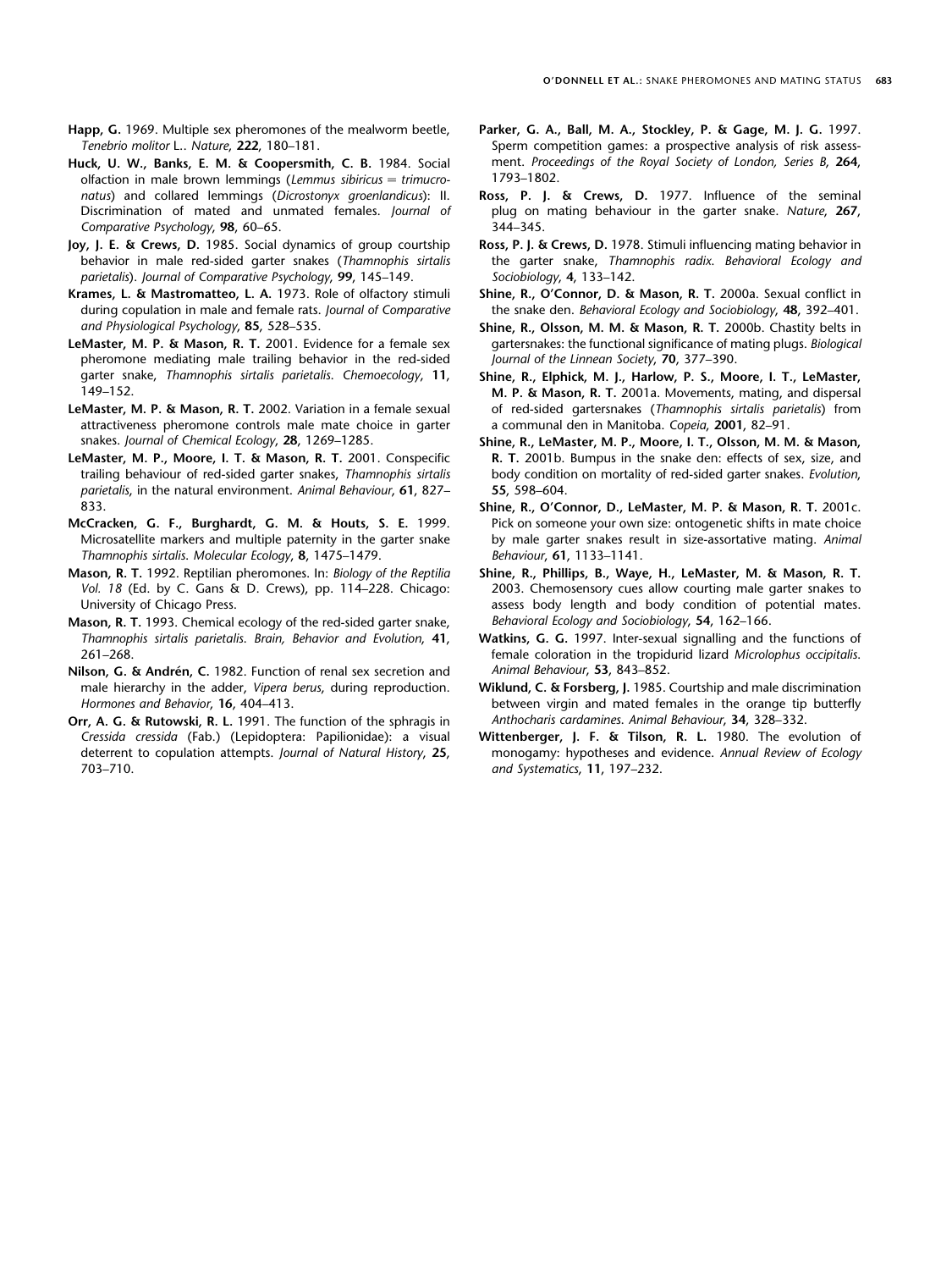**Happ, G.** 1969. Multiple sex pheromones of the mealworm beetle, *Tenebrio molitor* L.. *Nature*, **222**, 180–181.

**Huck, U. W., Banks, E. M. & Coopersmith, C. B.** 1984. Social olfaction in male brown lemmings (*Lemmus sibiricus* = *trimucronatus*) and collared lemmings (*Dicrostonyx groenlandicus*): II. Discrimination of mated and unmated females. *Journal of Comparative Psychology*, **98**, 60–65.

**Joy, J. E. & Crews, D.** 1985. Social dynamics of group courtship behavior in male red-sided garter snakes (*Thamnophis sirtalis parietalis*). *Journal of Comparative Psychology*, **99**, 145–149.

**Krames, L. & Mastromatteo, L. A.** 1973. Role of olfactory stimuli during copulation in male and female rats. *Journal of Comparative and Physiological Psychology*, **85**, 528–535.

**LeMaster, M. P. & Mason, R. T.** 2001. Evidence for a female sex pheromone mediating male trailing behavior in the red-sided garter snake, *Thamnophis sirtalis parietalis*. *Chemoecology*, **11**, 149–152.

**LeMaster, M. P. & Mason, R. T.** 2002. Variation in a female sexual attractiveness pheromone controls male mate choice in garter snakes. *Journal of Chemical Ecology*, **28**, 1269–1285.

**LeMaster, M. P., Moore, I. T. & Mason, R. T.** 2001. Conspecific trailing behaviour of red-sided garter snakes, *Thamnophis sirtalis parietalis*, in the natural environment. *Animal Behaviour*, **61**, 827–833.

**McCracken, G. F., Burghardt, G. M. & Houts, S. E.** 1999. Microsatellite markers and multiple paternity in the garter snake *Thamnophis sirtalis*. *Molecular Ecology*, **8**, 1475–1479.

**Mason, R. T.** 1992. Reptilian pheromones. In: *Biology of the Reptilia Vol. 18* (Ed. by C. Gans & D. Crews), pp. 114–228. Chicago: University of Chicago Press.

**Mason, R. T.** 1993. Chemical ecology of the red-sided garter snake, *Thamnophis sirtalis parietalis*. *Brain, Behavior and Evolution*, **41**, 261–268.

**Nilson, G. & Andrén, C.** 1982. Function of renal sex secretion and male hierarchy in the adder, *Vipera berus*, during reproduction. *Hormones and Behavior*, **16**, 404–413.

**Orr, A. G. & Rutowski, R. L.** 1991. The function of the sphragis in *Cressida cressida* (Fab.) (Lepidoptera: Papilionidae): a visual deterrent to copulation attempts. *Journal of Natural History*, **25**, 703–710.

**Parker, G. A., Ball, M. A., Stockley, P. & Gage, M. J. G.** 1997. Sperm competition games: a prospective analysis of risk assessment. *Proceedings of the Royal Society of London, Series B*, **264**, 1793–1802.

**Ross, P. J. & Crews, D.** 1977. Influence of the seminal plug on mating behaviour in the garter snake. *Nature*, **267**, 344–345.

**Ross, P. J. & Crews, D.** 1978. Stimuli influencing mating behavior in the garter snake, *Thamnophis radix*. *Behavioral Ecology and Sociobiology*, **4**, 133–142.

**Shine, R., O'Connor, D. & Mason, R. T.** 2000a. Sexual conflict in the snake den. *Behavioral Ecology and Sociobiology*, **48**, 392–401.

**Shine, R., Olsson, M. M. & Mason, R. T.** 2000b. Chastity belts in gartersnakes: the functional significance of mating plugs. *Biological Journal of the Linnean Society*, **70**, 377–390.

**Shine, R., Elphick, M. J., Harlow, P. S., Moore, I. T., LeMaster, M. P. & Mason, R. T.** 2001a. Movements, mating, and dispersal of red-sided gartersnakes (*Thamnophis sirtalis parietalis*) from a communal den in Manitoba. *Copeia*, **2001**, 82–91.

**Shine, R., LeMaster, M. P., Moore, I. T., Olsson, M. M. & Mason, R. T.** 2001b. Bumpus in the snake den: effects of sex, size, and body condition on mortality of red-sided garter snakes. *Evolution*, **55**, 598–604.

**Shine, R., O'Connor, D., LeMaster, M. P. & Mason, R. T.** 2001c. Pick on someone your own size: ontogenetic shifts in mate choice by male garter snakes result in size-assortative mating. *Animal Behaviour*, **61**, 1133–1141.

**Shine, R., Phillips, B., Waye, H., LeMaster, M. & Mason, R. T.** 2003. Chemosensory cues allow courting male garter snakes to assess body length and body condition of potential mates. *Behavioral Ecology and Sociobiology*, **54**, 162–166.

**Watkins, G. G.** 1997. Inter-sexual signalling and the functions of female coloration in the tropidurid lizard *Microlophus occipitalis*. *Animal Behaviour*, **53**, 843–852.

**Wiklund, C. & Forsberg, J.** 1985. Courtship and male discrimination between virgin and mated females in the orange tip butterfly *Anthocharis cardamines*. *Animal Behaviour*, **34**, 328–332.

**Wittenberger, J. F. & Tilson, R. L.** 1980. The evolution of monogamy: hypotheses and evidence. *Annual Review of Ecology and Systematics*, **11**, 197–232.